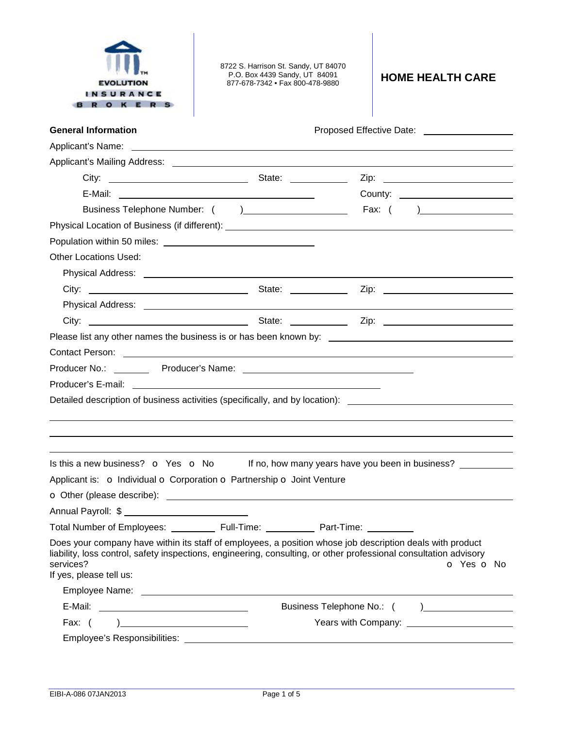EVOLUTION INSURANCE BROKERS

8722 S. Harrison St. Sandy, UT 84070
P.O. Box 4439 Sandy, UT 84091
877-678-7342 • Fax 800-478-9880

# HOME HEALTH CARE

**General Information** Proposed Effective Date: ______________

Applicant's Name: ______________

Applicant's Mailing Address: ______________

City: ______________ State: ______________ Zip: ______________

E-Mail: ______________ County: ______________

Business Telephone Number: ( ) ______________ Fax: ( ) ______________

Physical Location of Business (if different): ______________

Population within 50 miles: ______________

Other Locations Used:

Physical Address: ______________

City: ______________ State: ______________ Zip: ______________

Physical Address: ______________

City: ______________ State: ______________ Zip: ______________

Please list any other names the business is or has been known by: ______________

Contact Person: ______________

Producer No.: ________ Producer's Name: ______________

Producer's E-mail: ______________

Detailed description of business activities (specifically, and by location): ______________

______________

______________

______________

Is this a new business? o Yes o No If no, how many years have you been in business? ________

Applicant is: o Individual o Corporation o Partnership o Joint Venture

o Other (please describe): ______________

Annual Payroll: $ ______________

Total Number of Employees: ________ Full-Time: ________ Part-Time: ________

Does your company have within its staff of employees, a position whose job description deals with product liability, loss control, safety inspections, engineering, consulting, or other professional consultation advisory services? o Yes o No

If yes, please tell us:

Employee Name: ______________

E-Mail: ______________ Business Telephone No.: ( ) ______________

Fax: ( ) ______________ Years with Company: ______________

Employee's Responsibilities: ______________

EIBI-A-086 07JAN2013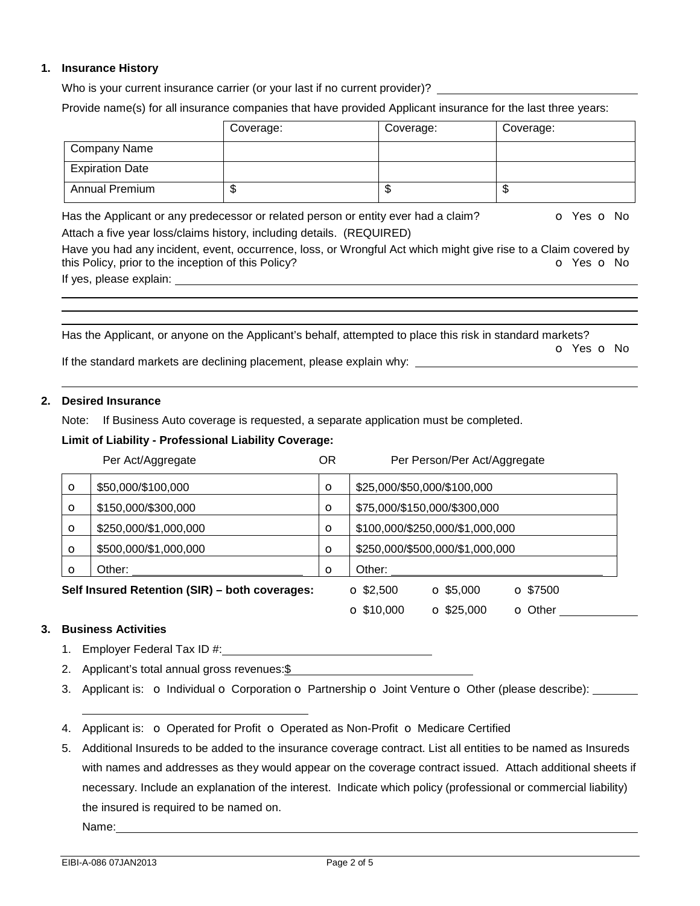**1. Insurance History**

Who is your current insurance carrier (or your last if no current provider)? ______________________

Provide name(s) for all insurance companies that have provided Applicant insurance for the last three years:

| | Coverage: | Coverage: | Coverage: |
|---|---|---|---|
| Company Name | | | |
| Expiration Date | | | |
| Annual Premium | $ | $ | $ |

Has the Applicant or any predecessor or related person or entity ever had a claim? o Yes o No

Attach a five year loss/claims history, including details. (REQUIRED)

Have you had any incident, event, occurrence, loss, or Wrongful Act which might give rise to a Claim covered by this Policy, prior to the inception of this Policy? o Yes o No

If yes, please explain: ______________________

Has the Applicant, or anyone on the Applicant's behalf, attempted to place this risk in standard markets? o Yes o No

If the standard markets are declining placement, please explain why: ______________________

**2. Desired Insurance**

Note: If Business Auto coverage is requested, a separate application must be completed.

**Limit of Liability - Professional Liability Coverage:**

| | Per Act/Aggregate | OR | Per Person/Per Act/Aggregate |
|---|---|---|---|
| o | $50,000/$100,000 | o | $25,000/$50,000/$100,000 |
| o | $150,000/$300,000 | o | $75,000/$150,000/$300,000 |
| o | $250,000/$1,000,000 | o | $100,000/$250,000/$1,000,000 |
| o | $500,000/$1,000,000 | o | $250,000/$500,000/$1,000,000 |
| o | Other: ____________ | o | Other: ____________ |

**Self Insured Retention (SIR) – both coverages:** o $2,500 o $5,000 o $7500 o $10,000 o $25,000 o Other ________

**3. Business Activities**

1. Employer Federal Tax ID #: ______________________
2. Applicant's total annual gross revenues: $ ______________________
3. Applicant is: o Individual o Corporation o Partnership o Joint Venture o Other (please describe): ______________________
4. Applicant is: o Operated for Profit o Operated as Non-Profit o Medicare Certified
5. Additional Insureds to be added to the insurance coverage contract. List all entities to be named as Insureds with names and addresses as they would appear on the coverage contract issued. Attach additional sheets if necessary. Include an explanation of the interest. Indicate which policy (professional or commercial liability) the insured is required to be named on.

   Name: ______________________

EIBI-A-086 07JAN2013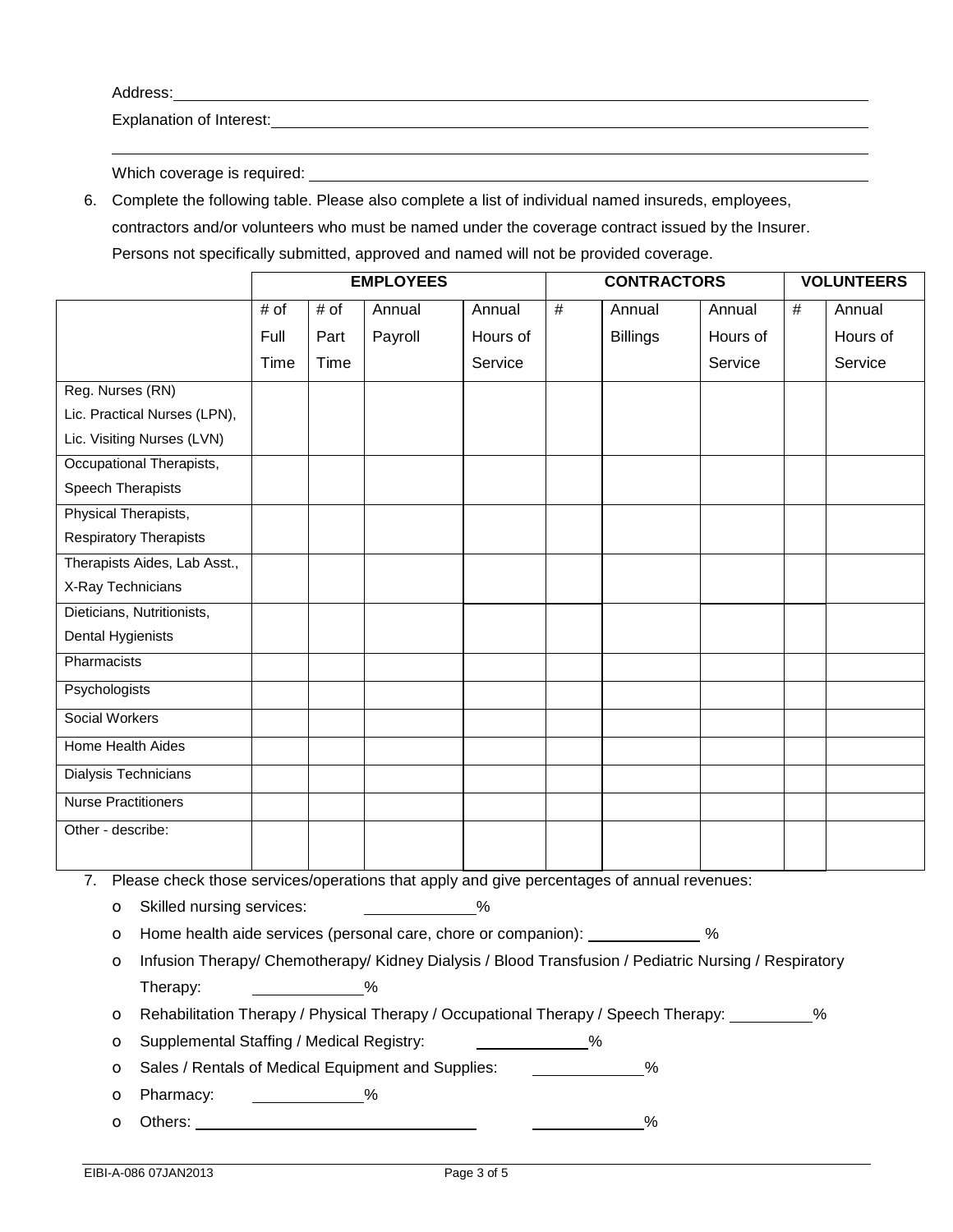Address: ____________________________________________________________

Explanation of Interest: ____________________________________________________________

____________________________________________________________

Which coverage is required: ____________________________________________________________

6. Complete the following table. Please also complete a list of individual named insureds, employees, contractors and/or volunteers who must be named under the coverage contract issued by the Insurer. Persons not specifically submitted, approved and named will not be provided coverage.

| | **EMPLOYEES** | | | | **CONTRACTORS** | | | **VOLUNTEERS** | |
|---|---|---|---|---|---|---|---|---|---|
| | # of Full Time | # of Part Time | Annual Payroll | Annual Hours of Service | # | Annual Billings | Annual Hours of Service | # | Annual Hours of Service |
| Reg. Nurses (RN) Lic. Practical Nurses (LPN), Lic. Visiting Nurses (LVN) | | | | | | | | | |
| Occupational Therapists, Speech Therapists | | | | | | | | | |
| Physical Therapists, Respiratory Therapists | | | | | | | | | |
| Therapists Aides, Lab Asst., X-Ray Technicians | | | | | | | | | |
| Dieticians, Nutritionists, Dental Hygienists | | | | | | | | | |
| Pharmacists | | | | | | | | | |
| Psychologists | | | | | | | | | |
| Social Workers | | | | | | | | | |
| Home Health Aides | | | | | | | | | |
| Dialysis Technicians | | | | | | | | | |
| Nurse Practitioners | | | | | | | | | |
| Other - describe: | | | | | | | | | |

7. Please check those services/operations that apply and give percentages of annual revenues:
   - o Skilled nursing services: ____________%
   - o Home health aide services (personal care, chore or companion): ____________ %
   - o Infusion Therapy/ Chemotherapy/ Kidney Dialysis / Blood Transfusion / Pediatric Nursing / Respiratory Therapy: ____________%
   - o Rehabilitation Therapy / Physical Therapy / Occupational Therapy / Speech Therapy: _________%
   - o Supplemental Staffing / Medical Registry: ____________%
   - o Sales / Rentals of Medical Equipment and Supplies: ____________%
   - o Pharmacy: ____________%
   - o Others: ______________________________ ____________%

EIBI-A-086 07JAN2013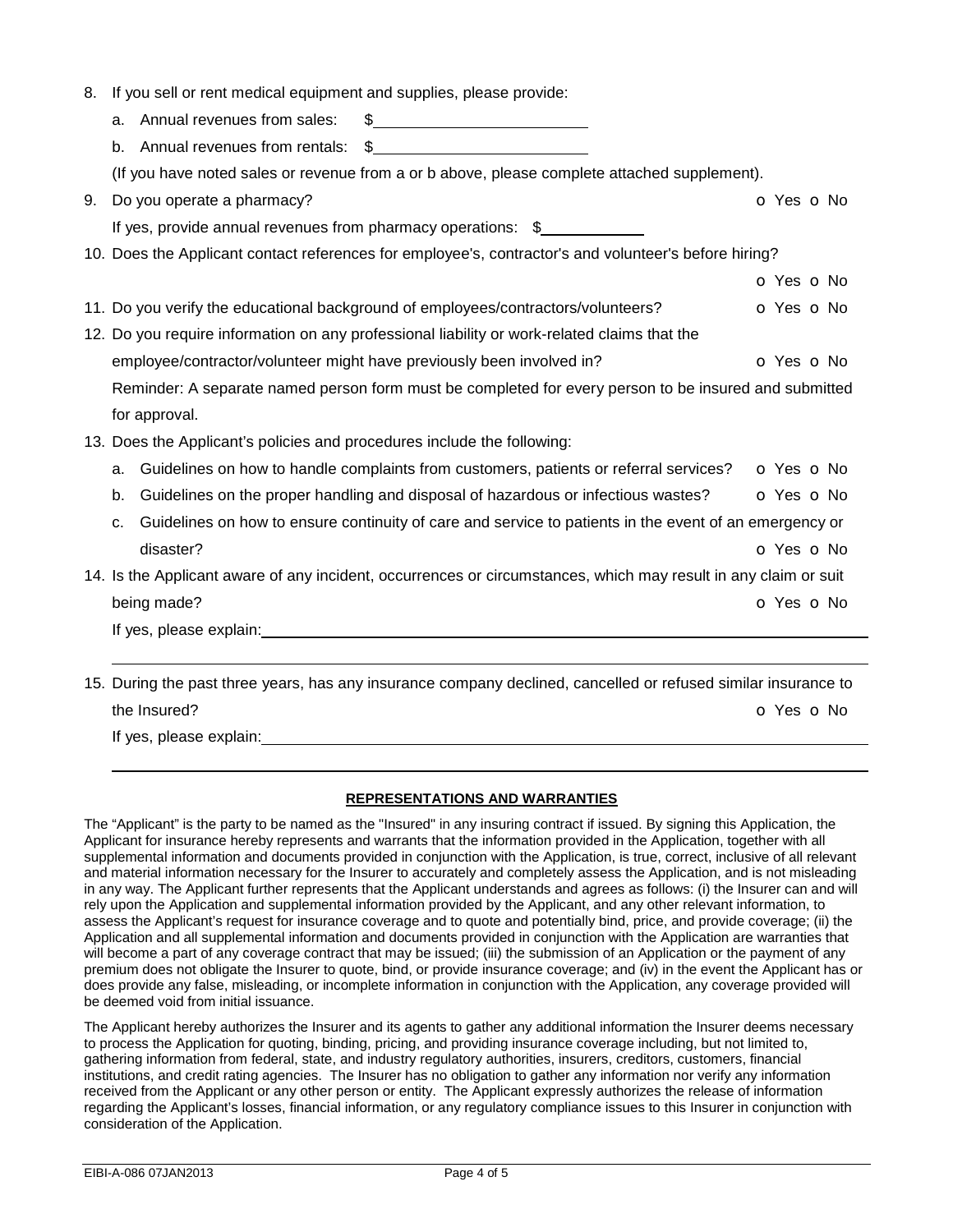8. If you sell or rent medical equipment and supplies, please provide:
   a. Annual revenues from sales: $\_\_\_\_\_\_\_\_\_\_\_\_\_\_\_\_\_\_\_\_
   b. Annual revenues from rentals: $\_\_\_\_\_\_\_\_\_\_\_\_\_\_\_\_\_\_\_\_

   (If you have noted sales or revenue from a or b above, please complete attached supplement).

9. Do you operate a pharmacy? o Yes o No

   If yes, provide annual revenues from pharmacy operations: $\_\_\_\_\_\_\_\_\_\_

10. Does the Applicant contact references for employee's, contractor's and volunteer's before hiring? o Yes o No

11. Do you verify the educational background of employees/contractors/volunteers? o Yes o No

12. Do you require information on any professional liability or work-related claims that the employee/contractor/volunteer might have previously been involved in? o Yes o No

    Reminder: A separate named person form must be completed for every person to be insured and submitted for approval.

13. Does the Applicant's policies and procedures include the following:
    a. Guidelines on how to handle complaints from customers, patients or referral services? o Yes o No
    b. Guidelines on the proper handling and disposal of hazardous or infectious wastes? o Yes o No
    c. Guidelines on how to ensure continuity of care and service to patients in the event of an emergency or disaster? o Yes o No

14. Is the Applicant aware of any incident, occurrences or circumstances, which may result in any claim or suit being made? o Yes o No

    If yes, please explain:\_\_\_\_\_\_\_\_\_\_\_\_\_\_\_\_\_\_\_\_\_\_\_\_\_\_\_\_\_\_\_\_\_\_\_\_\_\_\_\_

15. During the past three years, has any insurance company declined, cancelled or refused similar insurance to the Insured? o Yes o No

    If yes, please explain:\_\_\_\_\_\_\_\_\_\_\_\_\_\_\_\_\_\_\_\_\_\_\_\_\_\_\_\_\_\_\_\_\_\_\_\_\_\_\_\_

## REPRESENTATIONS AND WARRANTIES

The "Applicant" is the party to be named as the "Insured" in any insuring contract if issued. By signing this Application, the Applicant for insurance hereby represents and warrants that the information provided in the Application, together with all supplemental information and documents provided in conjunction with the Application, is true, correct, inclusive of all relevant and material information necessary for the Insurer to accurately and completely assess the Application, and is not misleading in any way. The Applicant further represents that the Applicant understands and agrees as follows: (i) the Insurer can and will rely upon the Application and supplemental information provided by the Applicant, and any other relevant information, to assess the Applicant's request for insurance coverage and to quote and potentially bind, price, and provide coverage; (ii) the Application and all supplemental information and documents provided in conjunction with the Application are warranties that will become a part of any coverage contract that may be issued; (iii) the submission of an Application or the payment of any premium does not obligate the Insurer to quote, bind, or provide insurance coverage; and (iv) in the event the Applicant has or does provide any false, misleading, or incomplete information in conjunction with the Application, any coverage provided will be deemed void from initial issuance.

The Applicant hereby authorizes the Insurer and its agents to gather any additional information the Insurer deems necessary to process the Application for quoting, binding, pricing, and providing insurance coverage including, but not limited to, gathering information from federal, state, and industry regulatory authorities, insurers, creditors, customers, financial institutions, and credit rating agencies. The Insurer has no obligation to gather any information nor verify any information received from the Applicant or any other person or entity. The Applicant expressly authorizes the release of information regarding the Applicant's losses, financial information, or any regulatory compliance issues to this Insurer in conjunction with consideration of the Application.

EIBI-A-086 07JAN2013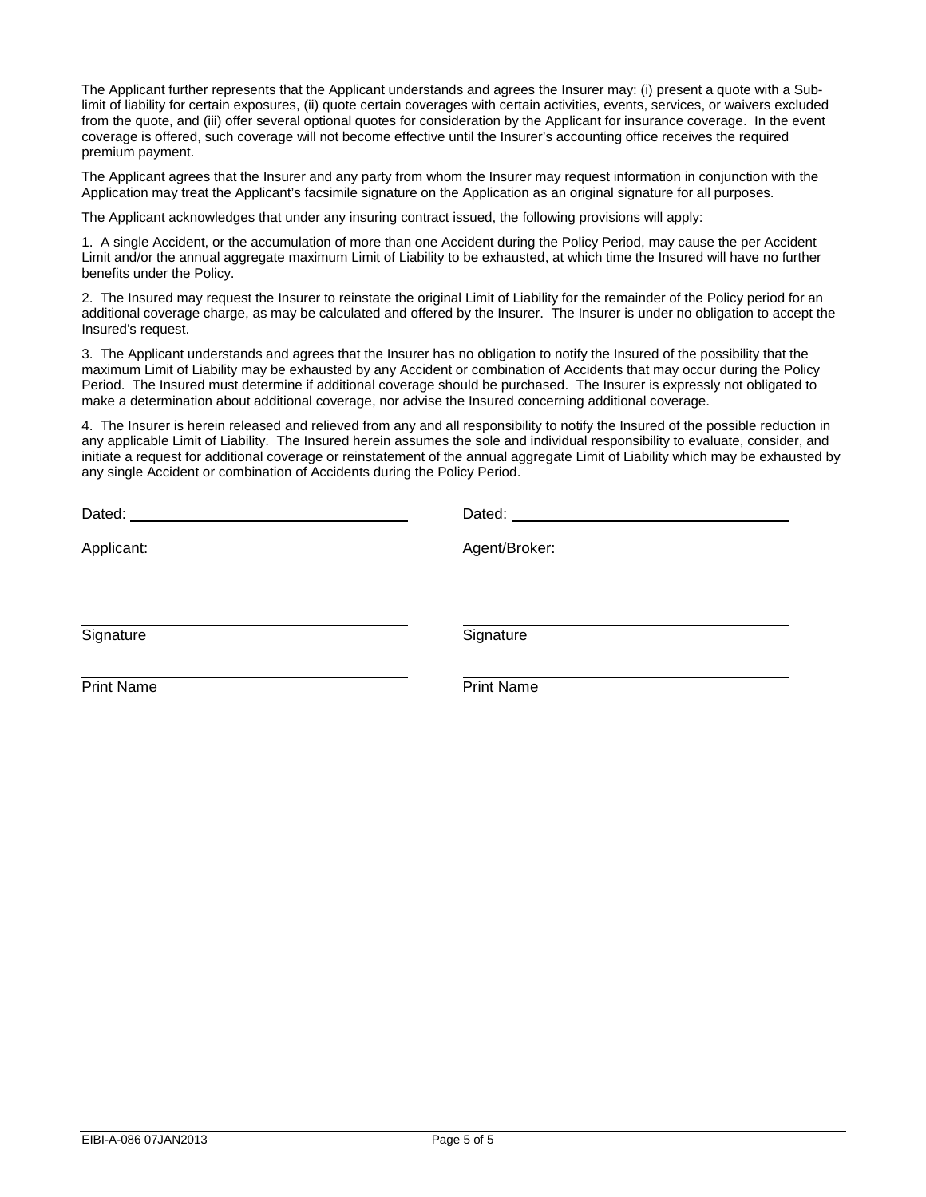The Applicant further represents that the Applicant understands and agrees the Insurer may: (i) present a quote with a Sub-limit of liability for certain exposures, (ii) quote certain coverages with certain activities, events, services, or waivers excluded from the quote, and (iii) offer several optional quotes for consideration by the Applicant for insurance coverage. In the event coverage is offered, such coverage will not become effective until the Insurer's accounting office receives the required premium payment.

The Applicant agrees that the Insurer and any party from whom the Insurer may request information in conjunction with the Application may treat the Applicant's facsimile signature on the Application as an original signature for all purposes.

The Applicant acknowledges that under any insuring contract issued, the following provisions will apply:

1. A single Accident, or the accumulation of more than one Accident during the Policy Period, may cause the per Accident Limit and/or the annual aggregate maximum Limit of Liability to be exhausted, at which time the Insured will have no further benefits under the Policy.

2. The Insured may request the Insurer to reinstate the original Limit of Liability for the remainder of the Policy period for an additional coverage charge, as may be calculated and offered by the Insurer. The Insurer is under no obligation to accept the Insured's request.

3. The Applicant understands and agrees that the Insurer has no obligation to notify the Insured of the possibility that the maximum Limit of Liability may be exhausted by any Accident or combination of Accidents that may occur during the Policy Period. The Insured must determine if additional coverage should be purchased. The Insurer is expressly not obligated to make a determination about additional coverage, nor advise the Insured concerning additional coverage.

4. The Insurer is herein released and relieved from any and all responsibility to notify the Insured of the possible reduction in any applicable Limit of Liability. The Insured herein assumes the sole and individual responsibility to evaluate, consider, and initiate a request for additional coverage or reinstatement of the annual aggregate Limit of Liability which may be exhausted by any single Accident or combination of Accidents during the Policy Period.

Dated: ______________________________

Applicant:

______________________________
Signature

______________________________
Print Name

Dated: ______________________________

Agent/Broker:

______________________________
Signature

______________________________
Print Name

EIBI-A-086 07JAN2013